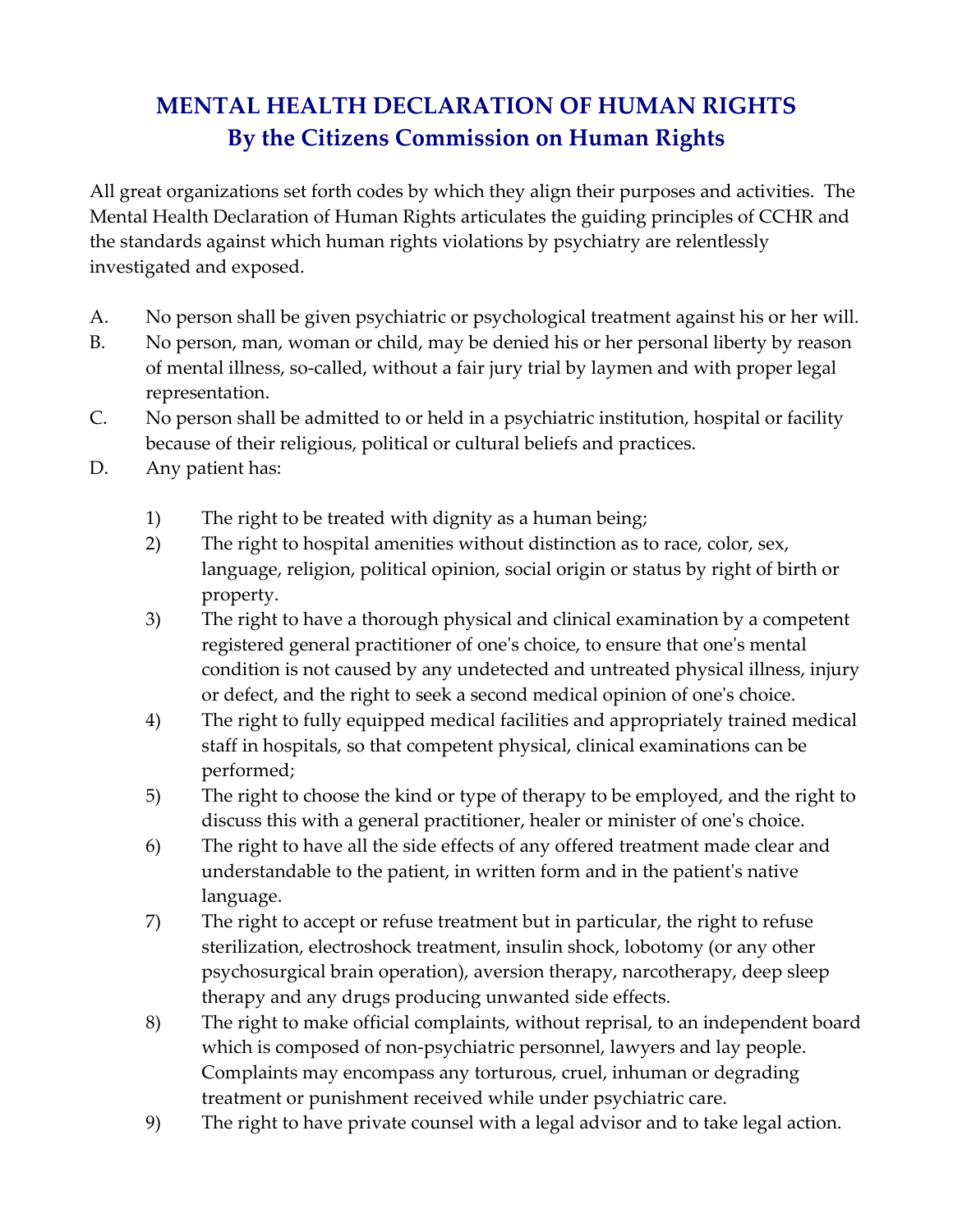# MENTAL HEALTH DECLARATION OF HUMAN RIGHTS
## By the Citizens Commission on Human Rights

All great organizations set forth codes by which they align their purposes and activities. The Mental Health Declaration of Human Rights articulates the guiding principles of CCHR and the standards against which human rights violations by psychiatry are relentlessly investigated and exposed.

A. No person shall be given psychiatric or psychological treatment against his or her will.

B. No person, man, woman or child, may be denied his or her personal liberty by reason of mental illness, so-called, without a fair jury trial by laymen and with proper legal representation.

C. No person shall be admitted to or held in a psychiatric institution, hospital or facility because of their religious, political or cultural beliefs and practices.

D. Any patient has:

   1) The right to be treated with dignity as a human being;
   2) The right to hospital amenities without distinction as to race, color, sex, language, religion, political opinion, social origin or status by right of birth or property.
   3) The right to have a thorough physical and clinical examination by a competent registered general practitioner of one's choice, to ensure that one's mental condition is not caused by any undetected and untreated physical illness, injury or defect, and the right to seek a second medical opinion of one's choice.
   4) The right to fully equipped medical facilities and appropriately trained medical staff in hospitals, so that competent physical, clinical examinations can be performed;
   5) The right to choose the kind or type of therapy to be employed, and the right to discuss this with a general practitioner, healer or minister of one's choice.
   6) The right to have all the side effects of any offered treatment made clear and understandable to the patient, in written form and in the patient's native language.
   7) The right to accept or refuse treatment but in particular, the right to refuse sterilization, electroshock treatment, insulin shock, lobotomy (or any other psychosurgical brain operation), aversion therapy, narcotherapy, deep sleep therapy and any drugs producing unwanted side effects.
   8) The right to make official complaints, without reprisal, to an independent board which is composed of non-psychiatric personnel, lawyers and lay people. Complaints may encompass any torturous, cruel, inhuman or degrading treatment or punishment received while under psychiatric care.
   9) The right to have private counsel with a legal advisor and to take legal action.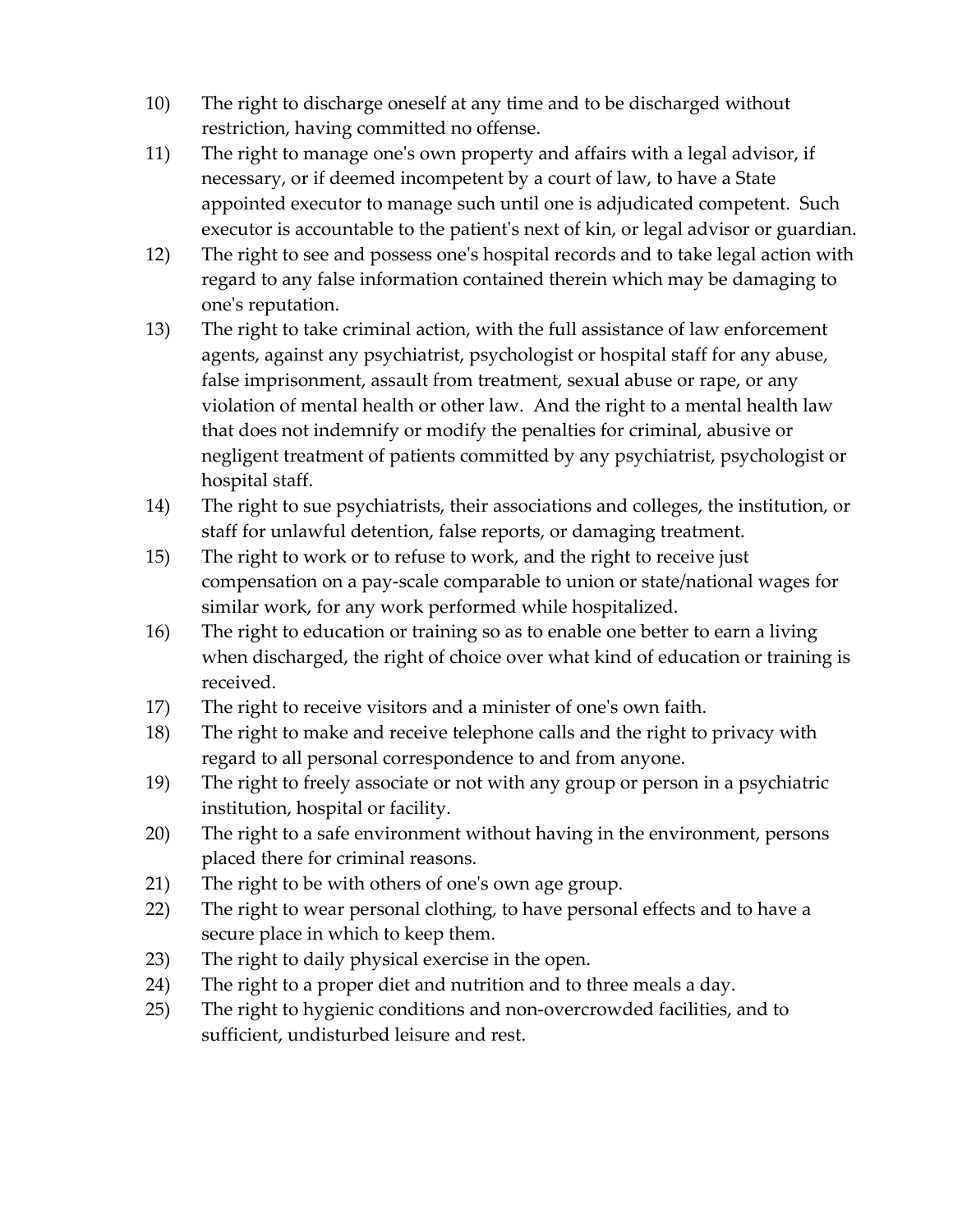10) The right to discharge oneself at any time and to be discharged without restriction, having committed no offense.
11) The right to manage one's own property and affairs with a legal advisor, if necessary, or if deemed incompetent by a court of law, to have a State appointed executor to manage such until one is adjudicated competent. Such executor is accountable to the patient's next of kin, or legal advisor or guardian.
12) The right to see and possess one's hospital records and to take legal action with regard to any false information contained therein which may be damaging to one's reputation.
13) The right to take criminal action, with the full assistance of law enforcement agents, against any psychiatrist, psychologist or hospital staff for any abuse, false imprisonment, assault from treatment, sexual abuse or rape, or any violation of mental health or other law. And the right to a mental health law that does not indemnify or modify the penalties for criminal, abusive or negligent treatment of patients committed by any psychiatrist, psychologist or hospital staff.
14) The right to sue psychiatrists, their associations and colleges, the institution, or staff for unlawful detention, false reports, or damaging treatment.
15) The right to work or to refuse to work, and the right to receive just compensation on a pay-scale comparable to union or state/national wages for similar work, for any work performed while hospitalized.
16) The right to education or training so as to enable one better to earn a living when discharged, the right of choice over what kind of education or training is received.
17) The right to receive visitors and a minister of one's own faith.
18) The right to make and receive telephone calls and the right to privacy with regard to all personal correspondence to and from anyone.
19) The right to freely associate or not with any group or person in a psychiatric institution, hospital or facility.
20) The right to a safe environment without having in the environment, persons placed there for criminal reasons.
21) The right to be with others of one's own age group.
22) The right to wear personal clothing, to have personal effects and to have a secure place in which to keep them.
23) The right to daily physical exercise in the open.
24) The right to a proper diet and nutrition and to three meals a day.
25) The right to hygienic conditions and non-overcrowded facilities, and to sufficient, undisturbed leisure and rest.